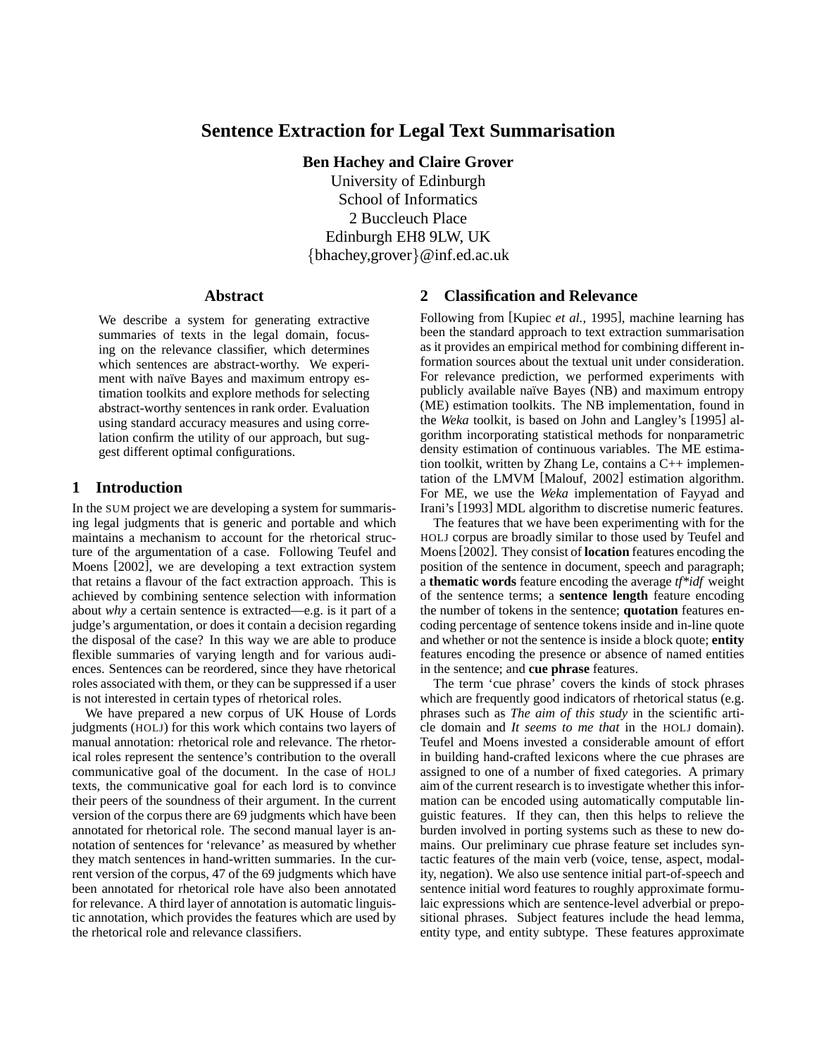# Sentence Extraction for Legal Text Summarisation

**Ben Hachey and Claire Grover**

University of Edinburgh
School of Informatics
2 Buccleuch Place
Edinburgh EH8 9LW, UK
{bhachey,grover}@inf.ed.ac.uk

## Abstract

We describe a system for generating extractive summaries of texts in the legal domain, focusing on the relevance classifier, which determines which sentences are abstract-worthy. We experiment with naïve Bayes and maximum entropy estimation toolkits and explore methods for selecting abstract-worthy sentences in rank order. Evaluation using standard accuracy measures and using correlation confirm the utility of our approach, but suggest different optimal configurations.

## 1 Introduction

In the SUM project we are developing a system for summarising legal judgments that is generic and portable and which maintains a mechanism to account for the rhetorical structure of the argumentation of a case. Following Teufel and Moens [2002], we are developing a text extraction system that retains a flavour of the fact extraction approach. This is achieved by combining sentence selection with information about *why* a certain sentence is extracted—e.g. is it part of a judge's argumentation, or does it contain a decision regarding the disposal of the case? In this way we are able to produce flexible summaries of varying length and for various audiences. Sentences can be reordered, since they have rhetorical roles associated with them, or they can be suppressed if a user is not interested in certain types of rhetorical roles.

We have prepared a new corpus of UK House of Lords judgments (HOLJ) for this work which contains two layers of manual annotation: rhetorical role and relevance. The rhetorical roles represent the sentence's contribution to the overall communicative goal of the document. In the case of HOLJ texts, the communicative goal for each lord is to convince their peers of the soundness of their argument. In the current version of the corpus there are 69 judgments which have been annotated for rhetorical role. The second manual layer is annotation of sentences for 'relevance' as measured by whether they match sentences in hand-written summaries. In the current version of the corpus, 47 of the 69 judgments which have been annotated for rhetorical role have also been annotated for relevance. A third layer of annotation is automatic linguistic annotation, which provides the features which are used by the rhetorical role and relevance classifiers.

## 2 Classification and Relevance

Following from [Kupiec *et al.*, 1995], machine learning has been the standard approach to text extraction summarisation as it provides an empirical method for combining different information sources about the textual unit under consideration. For relevance prediction, we performed experiments with publicly available naïve Bayes (NB) and maximum entropy (ME) estimation toolkits. The NB implementation, found in the *Weka* toolkit, is based on John and Langley's [1995] algorithm incorporating statistical methods for nonparametric density estimation of continuous variables. The ME estimation toolkit, written by Zhang Le, contains a C++ implementation of the LMVM [Malouf, 2002] estimation algorithm. For ME, we use the *Weka* implementation of Fayyad and Irani's [1993] MDL algorithm to discretise numeric features.

The features that we have been experimenting with for the HOLJ corpus are broadly similar to those used by Teufel and Moens [2002]. They consist of **location** features encoding the position of the sentence in document, speech and paragraph; a **thematic words** feature encoding the average *tf*\**idf* weight of the sentence terms; a **sentence length** feature encoding the number of tokens in the sentence; **quotation** features encoding percentage of sentence tokens inside and in-line quote and whether or not the sentence is inside a block quote; **entity** features encoding the presence or absence of named entities in the sentence; and **cue phrase** features.

The term 'cue phrase' covers the kinds of stock phrases which are frequently good indicators of rhetorical status (e.g. phrases such as *The aim of this study* in the scientific article domain and *It seems to me that* in the HOLJ domain). Teufel and Moens invested a considerable amount of effort in building hand-crafted lexicons where the cue phrases are assigned to one of a number of fixed categories. A primary aim of the current research is to investigate whether this information can be encoded using automatically computable linguistic features. If they can, then this helps to relieve the burden involved in porting systems such as these to new domains. Our preliminary cue phrase feature set includes syntactic features of the main verb (voice, tense, aspect, modality, negation). We also use sentence initial part-of-speech and sentence initial word features to roughly approximate formulaic expressions which are sentence-level adverbial or prepositional phrases. Subject features include the head lemma, entity type, and entity subtype. These features approximate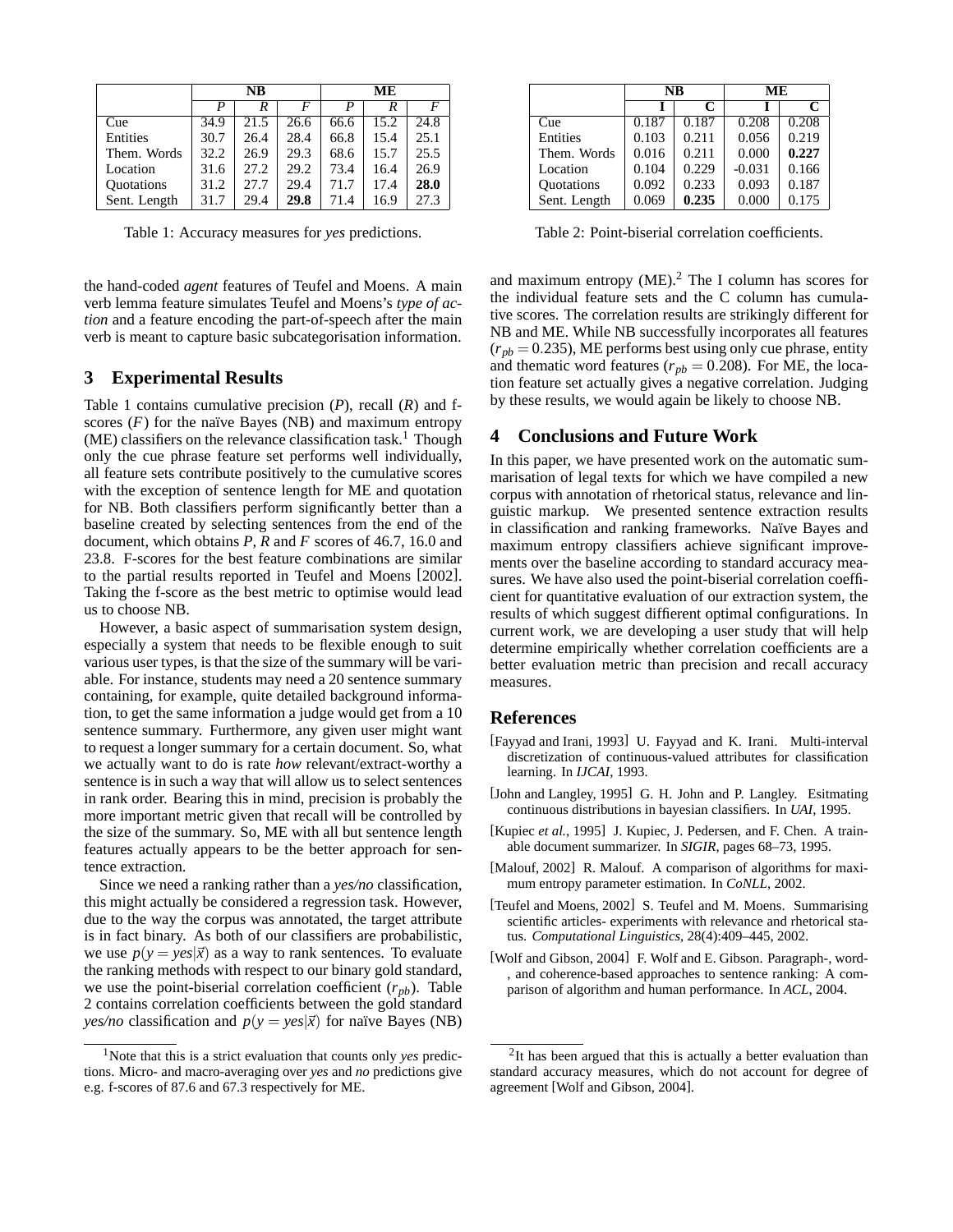|  | NB |  |  | ME |  |  |
|---|---|---|---|---|---|---|
|  | *P* | *R* | *F* | *P* | *R* | *F* |
| Cue | 34.9 | 21.5 | 26.6 | 66.6 | 15.2 | 24.8 |
| Entities | 30.7 | 26.4 | 28.4 | 66.8 | 15.4 | 25.1 |
| Them. Words | 32.2 | 26.9 | 29.3 | 68.6 | 15.7 | 25.5 |
| Location | 31.6 | 27.2 | 29.2 | 73.4 | 16.4 | 26.9 |
| Quotations | 31.2 | 27.7 | 29.4 | 71.7 | 17.4 | **28.0** |
| Sent. Length | 31.7 | 29.4 | **29.8** | 71.4 | 16.9 | 27.3 |

Table 1: Accuracy measures for *yes* predictions.

|  | NB |  | ME |  |
|---|---|---|---|---|
|  | **I** | **C** | **I** | **C** |
| Cue | 0.187 | 0.187 | 0.208 | 0.208 |
| Entities | 0.103 | 0.211 | 0.056 | 0.219 |
| Them. Words | 0.016 | 0.211 | 0.000 | **0.227** |
| Location | 0.104 | 0.229 | -0.031 | 0.166 |
| Quotations | 0.092 | 0.233 | 0.093 | 0.187 |
| Sent. Length | 0.069 | **0.235** | 0.000 | 0.175 |

Table 2: Point-biserial correlation coefficients.

the hand-coded *agent* features of Teufel and Moens. A main verb lemma feature simulates Teufel and Moens's *type of action* and a feature encoding the part-of-speech after the main verb is meant to capture basic subcategorisation information.

## 3 Experimental Results

Table 1 contains cumulative precision (*P*), recall (*R*) and f-scores (*F*) for the naïve Bayes (NB) and maximum entropy (ME) classifiers on the relevance classification task.[1] Though only the cue phrase feature set performs well individually, all feature sets contribute positively to the cumulative scores with the exception of sentence length for ME and quotation for NB. Both classifiers perform significantly better than a baseline created by selecting sentences from the end of the document, which obtains *P*, *R* and *F* scores of 46.7, 16.0 and 23.8. F-scores for the best feature combinations are similar to the partial results reported in Teufel and Moens [2002]. Taking the f-score as the best metric to optimise would lead us to choose NB.

However, a basic aspect of summarisation system design, especially a system that needs to be flexible enough to suit various user types, is that the size of the summary will be variable. For instance, students may need a 20 sentence summary containing, for example, quite detailed background information, to get the same information a judge would get from a 10 sentence summary. Furthermore, any given user might want to request a longer summary for a certain document. So, what we actually want to do is rate *how* relevant/extract-worthy a sentence is in such a way that will allow us to select sentences in rank order. Bearing this in mind, precision is probably the more important metric given that recall will be controlled by the size of the summary. So, ME with all but sentence length features actually appears to be the better approach for sentence extraction.

Since we need a ranking rather than a *yes/no* classification, this might actually be considered a regression task. However, due to the way the corpus was annotated, the target attribute is in fact binary. As both of our classifiers are probabilistic, we use $p(y = yes|\vec{x})$ as a way to rank sentences. To evaluate the ranking methods with respect to our binary gold standard, we use the point-biserial correlation coefficient ($r_{pb}$). Table 2 contains correlation coefficients between the gold standard *yes/no* classification and $p(y = yes|\vec{x})$ for naïve Bayes (NB) and maximum entropy (ME).[2] The I column has scores for the individual feature sets and the C column has cumulative scores. The correlation results are strikingly different for NB and ME. While NB successfully incorporates all features ($r_{pb} = 0.235$), ME performs best using only cue phrase, entity and thematic word features ($r_{pb} = 0.208$). For ME, the location feature set actually gives a negative correlation. Judging by these results, we would again be likely to choose NB.

## 4 Conclusions and Future Work

In this paper, we have presented work on the automatic summarisation of legal texts for which we have compiled a new corpus with annotation of rhetorical status, relevance and linguistic markup. We presented sentence extraction results in classification and ranking frameworks. Naïve Bayes and maximum entropy classifiers achieve significant improvements over the baseline according to standard accuracy measures. We have also used the point-biserial correlation coefficient for quantitative evaluation of our extraction system, the results of which suggest diffierent optimal configurations. In current work, we are developing a user study that will help determine empirically whether correlation coefficients are a better evaluation metric than precision and recall accuracy measures.

## References

[Fayyad and Irani, 1993] U. Fayyad and K. Irani. Multi-interval discretization of continuous-valued attributes for classification learning. In *IJCAI*, 1993.

[John and Langley, 1995] G. H. John and P. Langley. Esitmating continuous distributions in bayesian classifiers. In *UAI*, 1995.

[Kupiec *et al.*, 1995] J. Kupiec, J. Pedersen, and F. Chen. A trainable document summarizer. In *SIGIR*, pages 68–73, 1995.

[Malouf, 2002] R. Malouf. A comparison of algorithms for maximum entropy parameter estimation. In *CoNLL*, 2002.

[Teufel and Moens, 2002] S. Teufel and M. Moens. Summarising scientific articles- experiments with relevance and rhetorical status. *Computational Linguistics*, 28(4):409–445, 2002.

[Wolf and Gibson, 2004] F. Wolf and E. Gibson. Paragraph-, word-, and coherence-based approaches to sentence ranking: A comparison of algorithm and human performance. In *ACL*, 2004.

---

[1] Note that this is a strict evaluation that counts only *yes* predictions. Micro- and macro-averaging over *yes* and *no* predictions give e.g. f-scores of 87.6 and 67.3 respectively for ME.

[2] It has been argued that this is actually a better evaluation than standard accuracy measures, which do not account for degree of agreement [Wolf and Gibson, 2004].